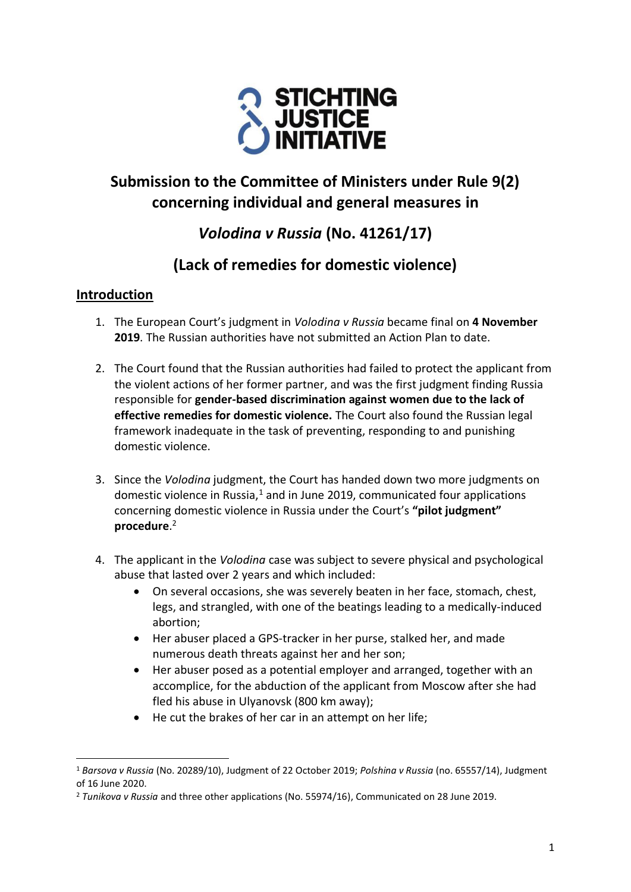# Submission to the Committee of Ministers under Rule 9(2) concerning individual and general measures in

# *Volodina v Russia* (No. 41261/17)

# (Lack of remedies for domestic violence)

## Introduction

1. The European Court's judgment in *Volodina v Russia* became final on **4 November 2019**. The Russian authorities have not submitted an Action Plan to date.

2. The Court found that the Russian authorities had failed to protect the applicant from the violent actions of her former partner, and was the first judgment finding Russia responsible for **gender-based discrimination against women due to the lack of effective remedies for domestic violence.** The Court also found the Russian legal framework inadequate in the task of preventing, responding to and punishing domestic violence.

3. Since the *Volodina* judgment, the Court has handed down two more judgments on domestic violence in Russia,[1] and in June 2019, communicated four applications concerning domestic violence in Russia under the Court's **"pilot judgment" procedure**.[2]

4. The applicant in the *Volodina* case was subject to severe physical and psychological abuse that lasted over 2 years and which included:
   - On several occasions, she was severely beaten in her face, stomach, chest, legs, and strangled, with one of the beatings leading to a medically-induced abortion;
   - Her abuser placed a GPS-tracker in her purse, stalked her, and made numerous death threats against her and her son;
   - Her abuser posed as a potential employer and arranged, together with an accomplice, for the abduction of the applicant from Moscow after she had fled his abuse in Ulyanovsk (800 km away);
   - He cut the brakes of her car in an attempt on her life;

---

[1] *Barsova v Russia* (No. 20289/10), Judgment of 22 October 2019; *Polshina v Russia* (no. 65557/14), Judgment of 16 June 2020.

[2] *Tunikova v Russia* and three other applications (No. 55974/16), Communicated on 28 June 2019.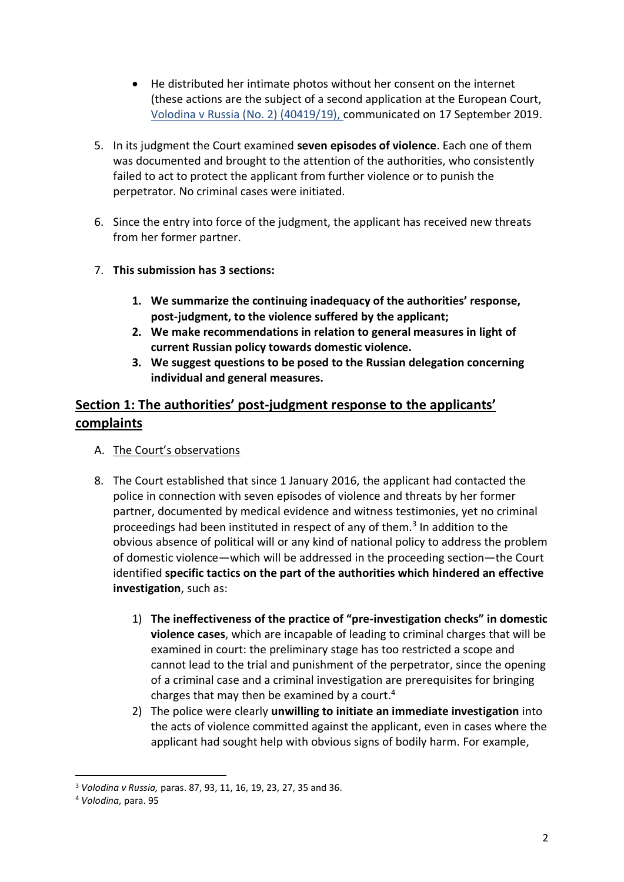- He distributed her intimate photos without her consent on the internet (these actions are the subject of a second application at the European Court, Volodina v Russia (No. 2) (40419/19), communicated on 17 September 2019.

5. In its judgment the Court examined **seven episodes of violence**. Each one of them was documented and brought to the attention of the authorities, who consistently failed to act to protect the applicant from further violence or to punish the perpetrator. No criminal cases were initiated.

6. Since the entry into force of the judgment, the applicant has received new threats from her former partner.

7. **This submission has 3 sections:**

    1. **We summarize the continuing inadequacy of the authorities' response, post-judgment, to the violence suffered by the applicant;**
    2. **We make recommendations in relation to general measures in light of current Russian policy towards domestic violence.**
    3. **We suggest questions to be posed to the Russian delegation concerning individual and general measures.**

## Section 1: The authorities' post-judgment response to the applicants' complaints

A. The Court's observations

8. The Court established that since 1 January 2016, the applicant had contacted the police in connection with seven episodes of violence and threats by her former partner, documented by medical evidence and witness testimonies, yet no criminal proceedings had been instituted in respect of any of them.[3] In addition to the obvious absence of political will or any kind of national policy to address the problem of domestic violence—which will be addressed in the proceeding section—the Court identified **specific tactics on the part of the authorities which hindered an effective investigation**, such as:

    1) **The ineffectiveness of the practice of "pre-investigation checks" in domestic violence cases**, which are incapable of leading to criminal charges that will be examined in court: the preliminary stage has too restricted a scope and cannot lead to the trial and punishment of the perpetrator, since the opening of a criminal case and a criminal investigation are prerequisites for bringing charges that may then be examined by a court.[4]
    2) The police were clearly **unwilling to initiate an immediate investigation** into the acts of violence committed against the applicant, even in cases where the applicant had sought help with obvious signs of bodily harm. For example,

[3] *Volodina v Russia,* paras. 87, 93, 11, 16, 19, 23, 27, 35 and 36.

[4] *Volodina,* para. 95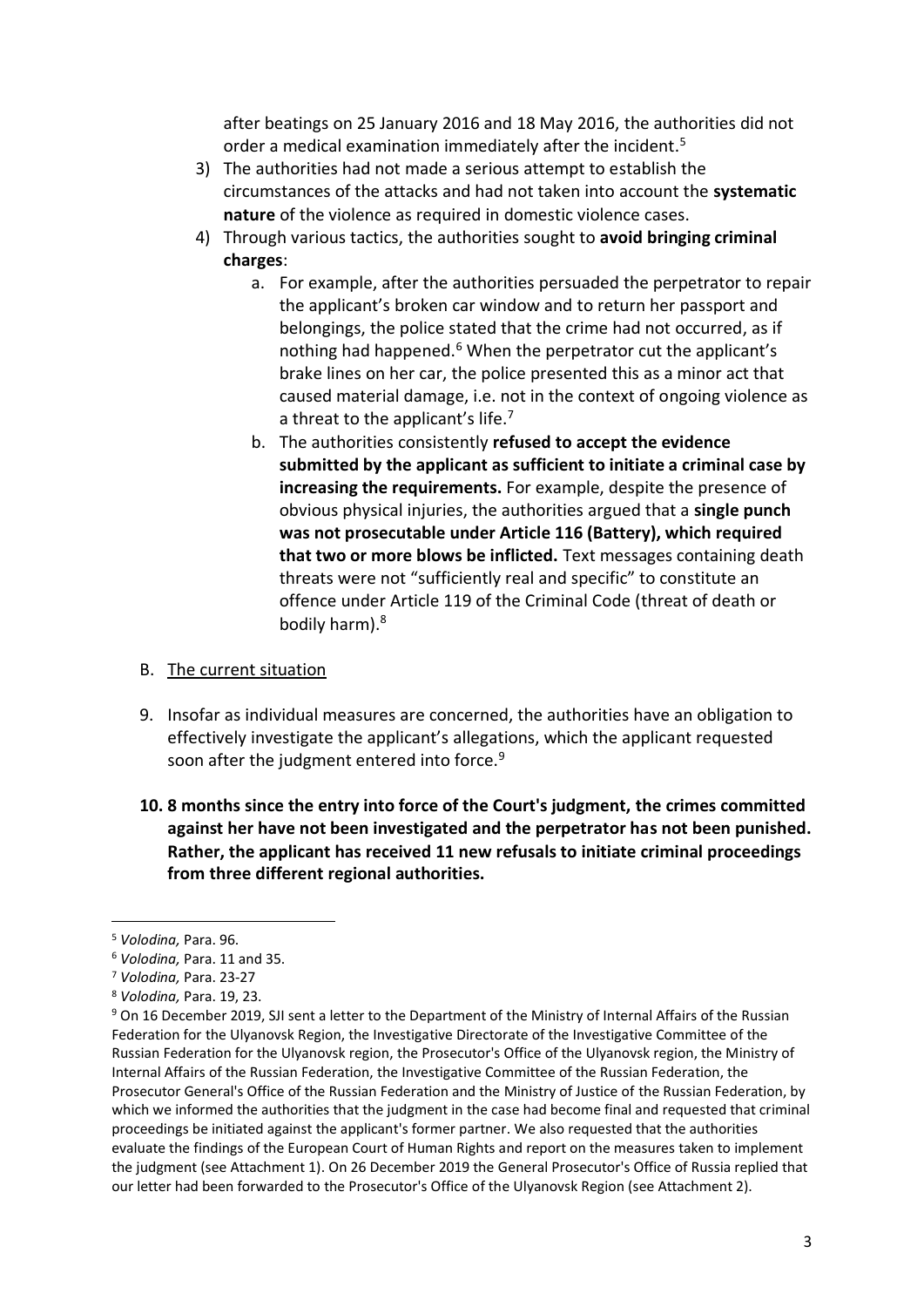after beatings on 25 January 2016 and 18 May 2016, the authorities did not order a medical examination immediately after the incident.[5]

3) The authorities had not made a serious attempt to establish the circumstances of the attacks and had not taken into account the **systematic nature** of the violence as required in domestic violence cases.
4) Through various tactics, the authorities sought to **avoid bringing criminal charges**:
   a. For example, after the authorities persuaded the perpetrator to repair the applicant's broken car window and to return her passport and belongings, the police stated that the crime had not occurred, as if nothing had happened.[6] When the perpetrator cut the applicant's brake lines on her car, the police presented this as a minor act that caused material damage, i.e. not in the context of ongoing violence as a threat to the applicant's life.[7]
   b. The authorities consistently **refused to accept the evidence submitted by the applicant as sufficient to initiate a criminal case by increasing the requirements.** For example, despite the presence of obvious physical injuries, the authorities argued that a **single punch was not prosecutable under Article 116 (Battery), which required that two or more blows be inflicted.** Text messages containing death threats were not "sufficiently real and specific" to constitute an offence under Article 119 of the Criminal Code (threat of death or bodily harm).[8]

B. The current situation

9. Insofar as individual measures are concerned, the authorities have an obligation to effectively investigate the applicant's allegations, which the applicant requested soon after the judgment entered into force.[9]

10. **8 months since the entry into force of the Court's judgment, the crimes committed against her have not been investigated and the perpetrator has not been punished. Rather, the applicant has received 11 new refusals to initiate criminal proceedings from three different regional authorities.**

---

[5] *Volodina,* Para. 96.

[6] *Volodina,* Para. 11 and 35.

[7] *Volodina,* Para. 23-27

[8] *Volodina,* Para. 19, 23.

[9] On 16 December 2019, SJI sent a letter to the Department of the Ministry of Internal Affairs of the Russian Federation for the Ulyanovsk Region, the Investigative Directorate of the Investigative Committee of the Russian Federation for the Ulyanovsk region, the Prosecutor's Office of the Ulyanovsk region, the Ministry of Internal Affairs of the Russian Federation, the Investigative Committee of the Russian Federation, the Prosecutor General's Office of the Russian Federation and the Ministry of Justice of the Russian Federation, by which we informed the authorities that the judgment in the case had become final and requested that criminal proceedings be initiated against the applicant's former partner. We also requested that the authorities evaluate the findings of the European Court of Human Rights and report on the measures taken to implement the judgment (see Attachment 1). On 26 December 2019 the General Prosecutor's Office of Russia replied that our letter had been forwarded to the Prosecutor's Office of the Ulyanovsk Region (see Attachment 2).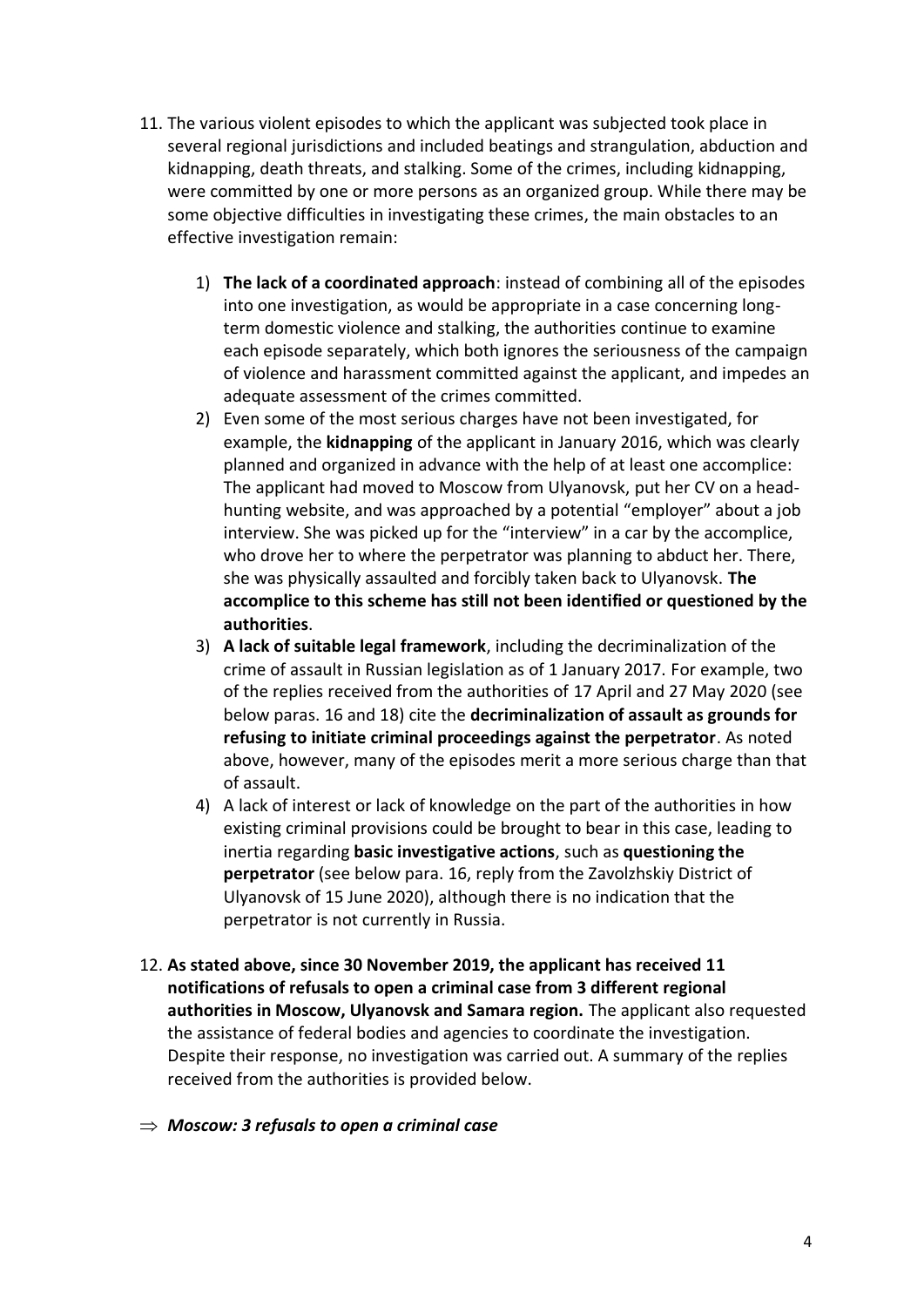11. The various violent episodes to which the applicant was subjected took place in several regional jurisdictions and included beatings and strangulation, abduction and kidnapping, death threats, and stalking. Some of the crimes, including kidnapping, were committed by one or more persons as an organized group. While there may be some objective difficulties in investigating these crimes, the main obstacles to an effective investigation remain:

    1) **The lack of a coordinated approach**: instead of combining all of the episodes into one investigation, as would be appropriate in a case concerning long-term domestic violence and stalking, the authorities continue to examine each episode separately, which both ignores the seriousness of the campaign of violence and harassment committed against the applicant, and impedes an adequate assessment of the crimes committed.
    2) Even some of the most serious charges have not been investigated, for example, the **kidnapping** of the applicant in January 2016, which was clearly planned and organized in advance with the help of at least one accomplice: The applicant had moved to Moscow from Ulyanovsk, put her CV on a head-hunting website, and was approached by a potential "employer" about a job interview. She was picked up for the "interview" in a car by the accomplice, who drove her to where the perpetrator was planning to abduct her. There, she was physically assaulted and forcibly taken back to Ulyanovsk. **The accomplice to this scheme has still not been identified or questioned by the authorities**.
    3) **A lack of suitable legal framework**, including the decriminalization of the crime of assault in Russian legislation as of 1 January 2017. For example, two of the replies received from the authorities of 17 April and 27 May 2020 (see below paras. 16 and 18) cite the **decriminalization of assault as grounds for refusing to initiate criminal proceedings against the perpetrator**. As noted above, however, many of the episodes merit a more serious charge than that of assault.
    4) A lack of interest or lack of knowledge on the part of the authorities in how existing criminal provisions could be brought to bear in this case, leading to inertia regarding **basic investigative actions**, such as **questioning the perpetrator** (see below para. 16, reply from the Zavolzhskiy District of Ulyanovsk of 15 June 2020), although there is no indication that the perpetrator is not currently in Russia.

12. **As stated above, since 30 November 2019, the applicant has received 11 notifications of refusals to open a criminal case from 3 different regional authorities in Moscow, Ulyanovsk and Samara region.** The applicant also requested the assistance of federal bodies and agencies to coordinate the investigation. Despite their response, no investigation was carried out. A summary of the replies received from the authorities is provided below.

⇒ ***Moscow: 3 refusals to open a criminal case***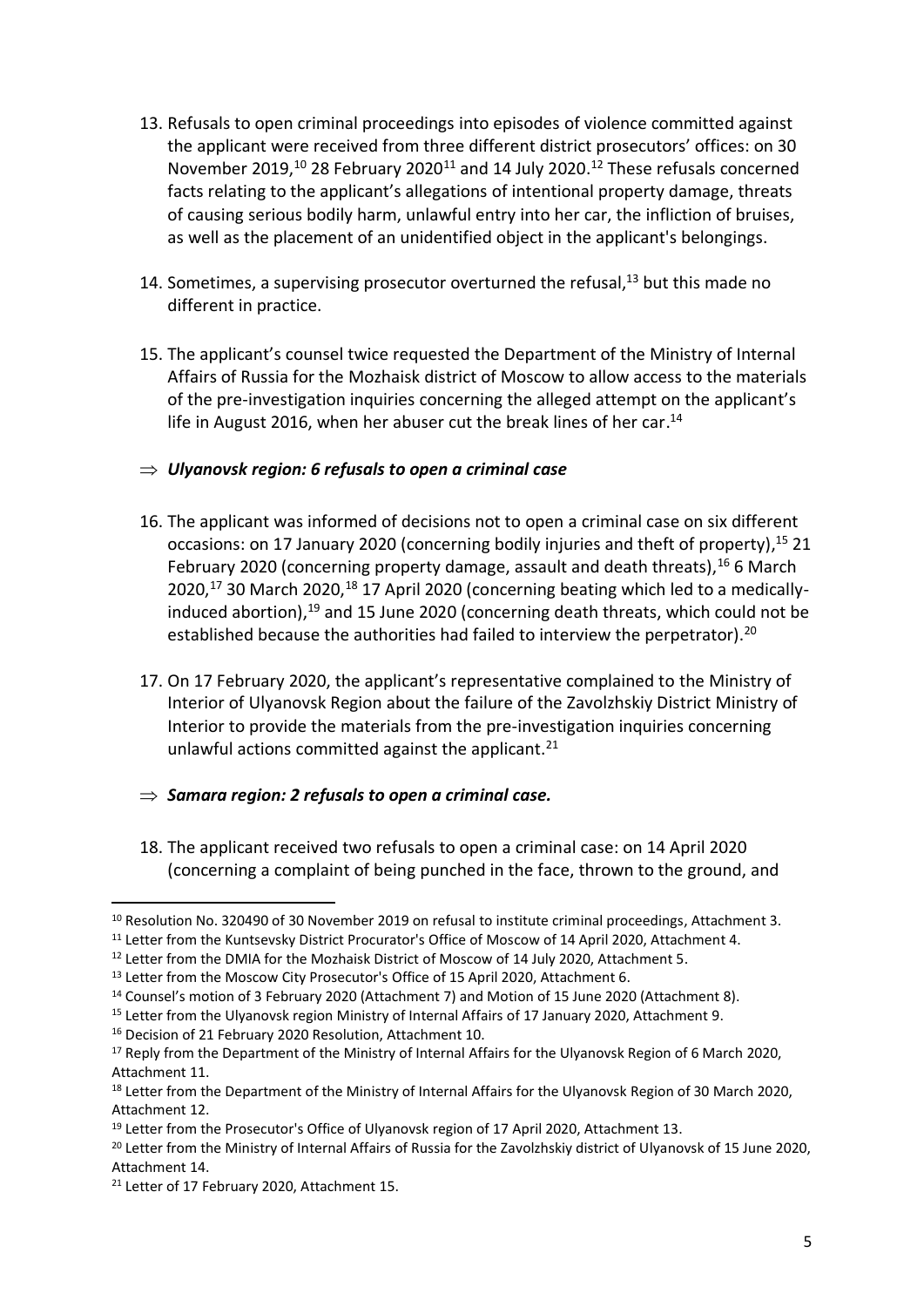13. Refusals to open criminal proceedings into episodes of violence committed against the applicant were received from three different district prosecutors' offices: on 30 November 2019,[10] 28 February 2020[11] and 14 July 2020.[12] These refusals concerned facts relating to the applicant's allegations of intentional property damage, threats of causing serious bodily harm, unlawful entry into her car, the infliction of bruises, as well as the placement of an unidentified object in the applicant's belongings.

14. Sometimes, a supervising prosecutor overturned the refusal,[13] but this made no different in practice.

15. The applicant's counsel twice requested the Department of the Ministry of Internal Affairs of Russia for the Mozhaisk district of Moscow to allow access to the materials of the pre-investigation inquiries concerning the alleged attempt on the applicant's life in August 2016, when her abuser cut the break lines of her car.[14]

⇒ ***Ulyanovsk region: 6 refusals to open a criminal case***

16. The applicant was informed of decisions not to open a criminal case on six different occasions: on 17 January 2020 (concerning bodily injuries and theft of property),[15] 21 February 2020 (concerning property damage, assault and death threats),[16] 6 March 2020,[17] 30 March 2020,[18] 17 April 2020 (concerning beating which led to a medically-induced abortion),[19] and 15 June 2020 (concerning death threats, which could not be established because the authorities had failed to interview the perpetrator).[20]

17. On 17 February 2020, the applicant's representative complained to the Ministry of Interior of Ulyanovsk Region about the failure of the Zavolzhskiy District Ministry of Interior to provide the materials from the pre-investigation inquiries concerning unlawful actions committed against the applicant.[21]

⇒ ***Samara region: 2 refusals to open a criminal case.***

18. The applicant received two refusals to open a criminal case: on 14 April 2020 (concerning a complaint of being punched in the face, thrown to the ground, and

---

[10] Resolution No. 320490 of 30 November 2019 on refusal to institute criminal proceedings, Attachment 3.

[11] Letter from the Kuntsevsky District Procurator's Office of Moscow of 14 April 2020, Attachment 4.

[12] Letter from the DMIA for the Mozhaisk District of Moscow of 14 July 2020, Attachment 5.

[13] Letter from the Moscow City Prosecutor's Office of 15 April 2020, Attachment 6.

[14] Counsel's motion of 3 February 2020 (Attachment 7) and Motion of 15 June 2020 (Attachment 8).

[15] Letter from the Ulyanovsk region Ministry of Internal Affairs of 17 January 2020, Attachment 9.

[16] Decision of 21 February 2020 Resolution, Attachment 10.

[17] Reply from the Department of the Ministry of Internal Affairs for the Ulyanovsk Region of 6 March 2020, Attachment 11.

[18] Letter from the Department of the Ministry of Internal Affairs for the Ulyanovsk Region of 30 March 2020, Attachment 12.

[19] Letter from the Prosecutor's Office of Ulyanovsk region of 17 April 2020, Attachment 13.

[20] Letter from the Ministry of Internal Affairs of Russia for the Zavolzhskiy district of Ulyanovsk of 15 June 2020, Attachment 14.

[21] Letter of 17 February 2020, Attachment 15.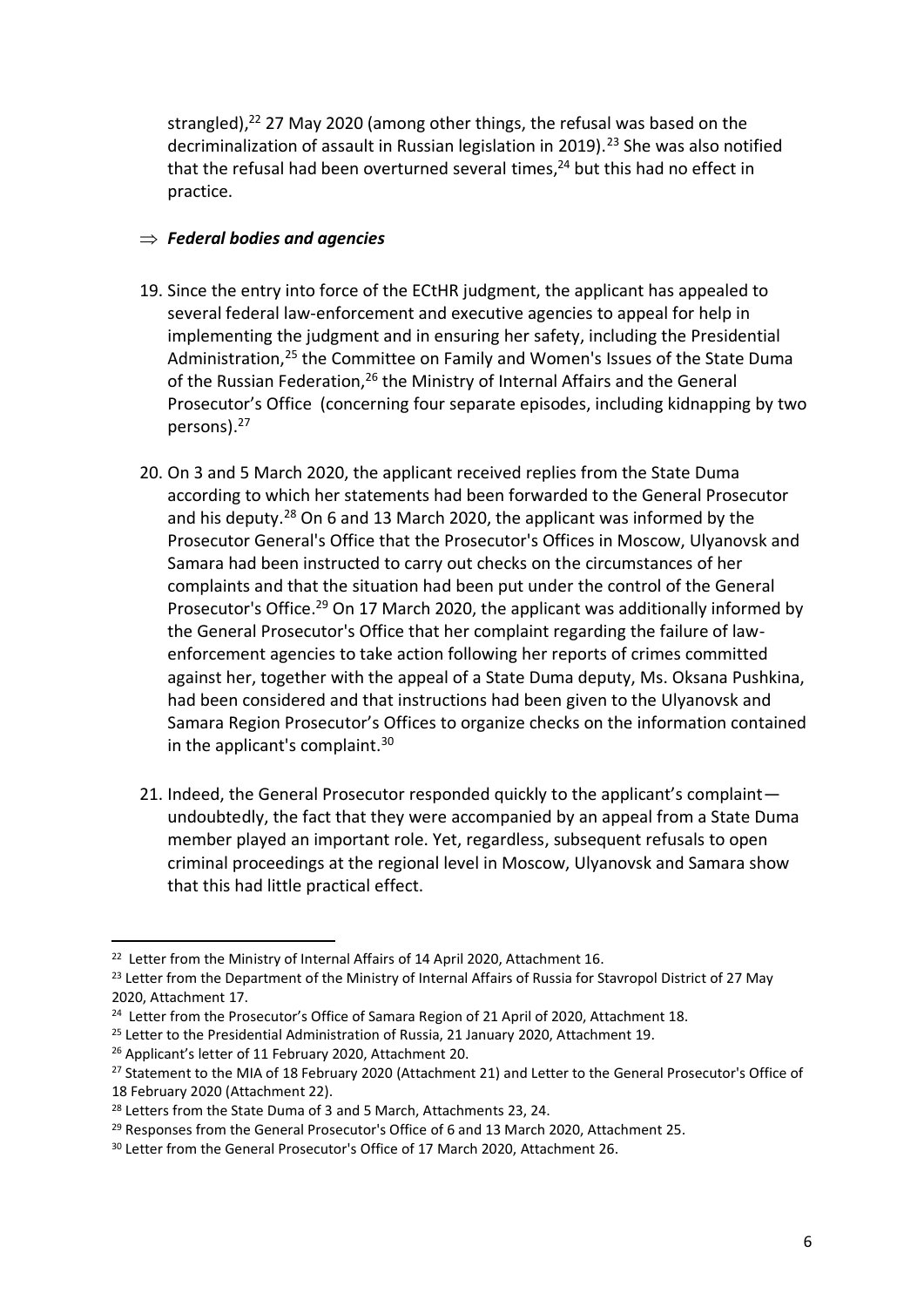strangled),[22] 27 May 2020 (among other things, the refusal was based on the decriminalization of assault in Russian legislation in 2019).[23] She was also notified that the refusal had been overturned several times,[24] but this had no effect in practice.

⇒ ***Federal bodies and agencies***

19. Since the entry into force of the ECtHR judgment, the applicant has appealed to several federal law-enforcement and executive agencies to appeal for help in implementing the judgment and in ensuring her safety, including the Presidential Administration,[25] the Committee on Family and Women's Issues of the State Duma of the Russian Federation,[26] the Ministry of Internal Affairs and the General Prosecutor's Office (concerning four separate episodes, including kidnapping by two persons).[27]

20. On 3 and 5 March 2020, the applicant received replies from the State Duma according to which her statements had been forwarded to the General Prosecutor and his deputy.[28] On 6 and 13 March 2020, the applicant was informed by the Prosecutor General's Office that the Prosecutor's Offices in Moscow, Ulyanovsk and Samara had been instructed to carry out checks on the circumstances of her complaints and that the situation had been put under the control of the General Prosecutor's Office.[29] On 17 March 2020, the applicant was additionally informed by the General Prosecutor's Office that her complaint regarding the failure of law-enforcement agencies to take action following her reports of crimes committed against her, together with the appeal of a State Duma deputy, Ms. Oksana Pushkina, had been considered and that instructions had been given to the Ulyanovsk and Samara Region Prosecutor's Offices to organize checks on the information contained in the applicant's complaint.[30]

21. Indeed, the General Prosecutor responded quickly to the applicant's complaint—undoubtedly, the fact that they were accompanied by an appeal from a State Duma member played an important role. Yet, regardless, subsequent refusals to open criminal proceedings at the regional level in Moscow, Ulyanovsk and Samara show that this had little practical effect.

---

[22] Letter from the Ministry of Internal Affairs of 14 April 2020, Attachment 16.

[23] Letter from the Department of the Ministry of Internal Affairs of Russia for Stavropol District of 27 May 2020, Attachment 17.

[24] Letter from the Prosecutor's Office of Samara Region of 21 April of 2020, Attachment 18.

[25] Letter to the Presidential Administration of Russia, 21 January 2020, Attachment 19.

[26] Applicant's letter of 11 February 2020, Attachment 20.

[27] Statement to the MIA of 18 February 2020 (Attachment 21) and Letter to the General Prosecutor's Office of 18 February 2020 (Attachment 22).

[28] Letters from the State Duma of 3 and 5 March, Attachments 23, 24.

[29] Responses from the General Prosecutor's Office of 6 and 13 March 2020, Attachment 25.

[30] Letter from the General Prosecutor's Office of 17 March 2020, Attachment 26.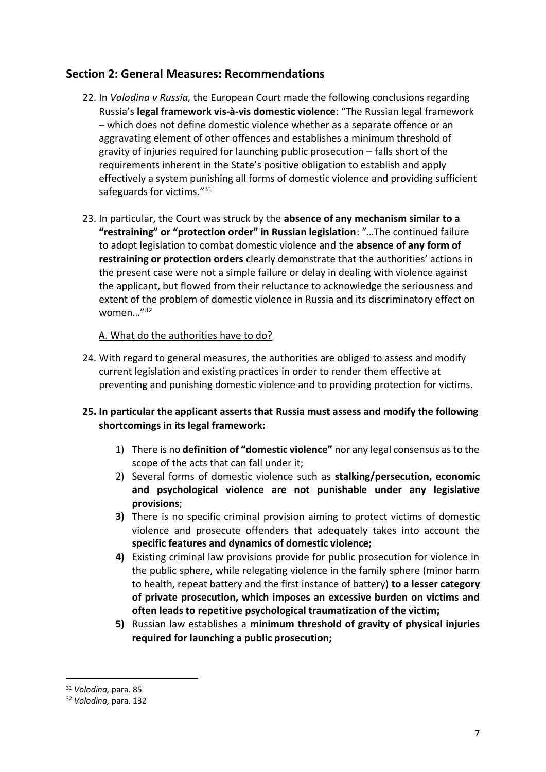## Section 2: General Measures: Recommendations

22. In *Volodina v Russia,* the European Court made the following conclusions regarding Russia's **legal framework vis-à-vis domestic violence**: "The Russian legal framework – which does not define domestic violence whether as a separate offence or an aggravating element of other offences and establishes a minimum threshold of gravity of injuries required for launching public prosecution – falls short of the requirements inherent in the State's positive obligation to establish and apply effectively a system punishing all forms of domestic violence and providing sufficient safeguards for victims."[31]

23. In particular, the Court was struck by the **absence of any mechanism similar to a "restraining" or "protection order" in Russian legislation**: "…The continued failure to adopt legislation to combat domestic violence and the **absence of any form of restraining or protection orders** clearly demonstrate that the authorities' actions in the present case were not a simple failure or delay in dealing with violence against the applicant, but flowed from their reluctance to acknowledge the seriousness and extent of the problem of domestic violence in Russia and its discriminatory effect on women…"[32]

<u>A. What do the authorities have to do?</u>

24. With regard to general measures, the authorities are obliged to assess and modify current legislation and existing practices in order to render them effective at preventing and punishing domestic violence and to providing protection for victims.

**25. In particular the applicant asserts that Russia must assess and modify the following shortcomings in its legal framework:**

1) There is no **definition of "domestic violence"** nor any legal consensus as to the scope of the acts that can fall under it;
2) Several forms of domestic violence such as **stalking/persecution, economic and psychological violence are not punishable under any legislative provisions**;
3) There is no specific criminal provision aiming to protect victims of domestic violence and prosecute offenders that adequately takes into account the **specific features and dynamics of domestic violence;**
4) Existing criminal law provisions provide for public prosecution for violence in the public sphere, while relegating violence in the family sphere (minor harm to health, repeat battery and the first instance of battery) **to a lesser category of private prosecution, which imposes an excessive burden on victims and often leads to repetitive psychological traumatization of the victim;**
5) Russian law establishes a **minimum threshold of gravity of physical injuries required for launching a public prosecution;**

---

[31] *Volodina,* para. 85

[32] *Volodina,* para. 132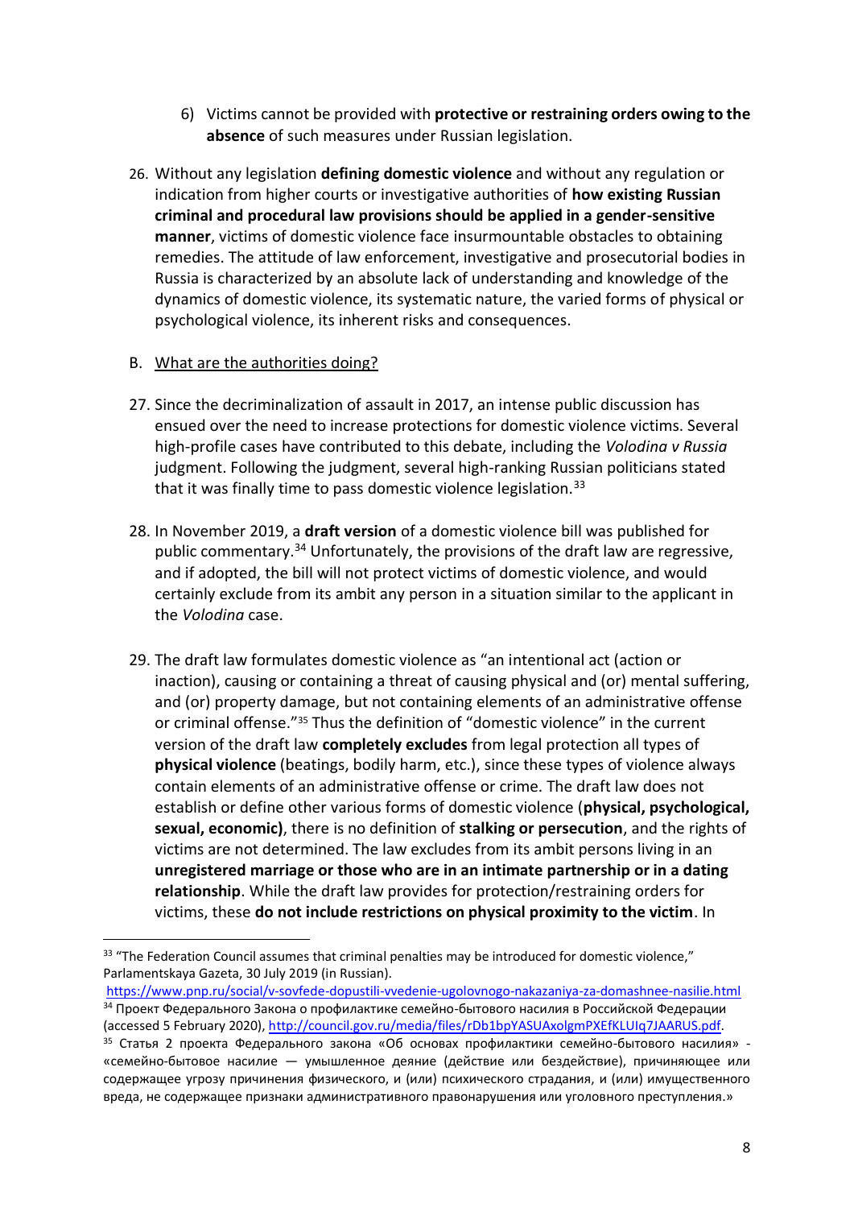6) Victims cannot be provided with **protective or restraining orders owing to the absence** of such measures under Russian legislation.

26. Without any legislation **defining domestic violence** and without any regulation or indication from higher courts or investigative authorities of **how existing Russian criminal and procedural law provisions should be applied in a gender-sensitive manner**, victims of domestic violence face insurmountable obstacles to obtaining remedies. The attitude of law enforcement, investigative and prosecutorial bodies in Russia is characterized by an absolute lack of understanding and knowledge of the dynamics of domestic violence, its systematic nature, the varied forms of physical or psychological violence, its inherent risks and consequences.

B. <u>What are the authorities doing?</u>

27. Since the decriminalization of assault in 2017, an intense public discussion has ensued over the need to increase protections for domestic violence victims. Several high-profile cases have contributed to this debate, including the *Volodina v Russia* judgment. Following the judgment, several high-ranking Russian politicians stated that it was finally time to pass domestic violence legislation.[33]

28. In November 2019, a **draft version** of a domestic violence bill was published for public commentary.[34] Unfortunately, the provisions of the draft law are regressive, and if adopted, the bill will not protect victims of domestic violence, and would certainly exclude from its ambit any person in a situation similar to the applicant in the *Volodina* case.

29. The draft law formulates domestic violence as "an intentional act (action or inaction), causing or containing a threat of causing physical and (or) mental suffering, and (or) property damage, but not containing elements of an administrative offense or criminal offense."[35] Thus the definition of "domestic violence" in the current version of the draft law **completely excludes** from legal protection all types of **physical violence** (beatings, bodily harm, etc.), since these types of violence always contain elements of an administrative offense or crime. The draft law does not establish or define other various forms of domestic violence (**physical, psychological, sexual, economic)**, there is no definition of **stalking or persecution**, and the rights of victims are not determined. The law excludes from its ambit persons living in an **unregistered marriage or those who are in an intimate partnership or in a dating relationship**. While the draft law provides for protection/restraining orders for victims, these **do not include restrictions on physical proximity to the victim**. In

---

[33] "The Federation Council assumes that criminal penalties may be introduced for domestic violence," Parlamentskaya Gazeta, 30 July 2019 (in Russian). https://www.pnp.ru/social/v-sovfede-dopustili-vvedenie-ugolovnogo-nakazaniya-za-domashnee-nasilie.html

[34] Проект Федерального Закона о профилактике семейно-бытового насилия в Российской Федерации (accessed 5 February 2020), http://council.gov.ru/media/files/rDb1bpYASUAxolgmPXEfKLUIq7JAARUS.pdf.

[35] Статья 2 проекта Федерального закона «Об основах профилактики семейно-бытового насилия» - «семейно-бытовое насилие — умышленное деяние (действие или бездействие), причиняющее или содержащее угрозу причинения физического, и (или) психического страдания, и (или) имущественного вреда, не содержащее признаки административного правонарушения или уголовного преступления.»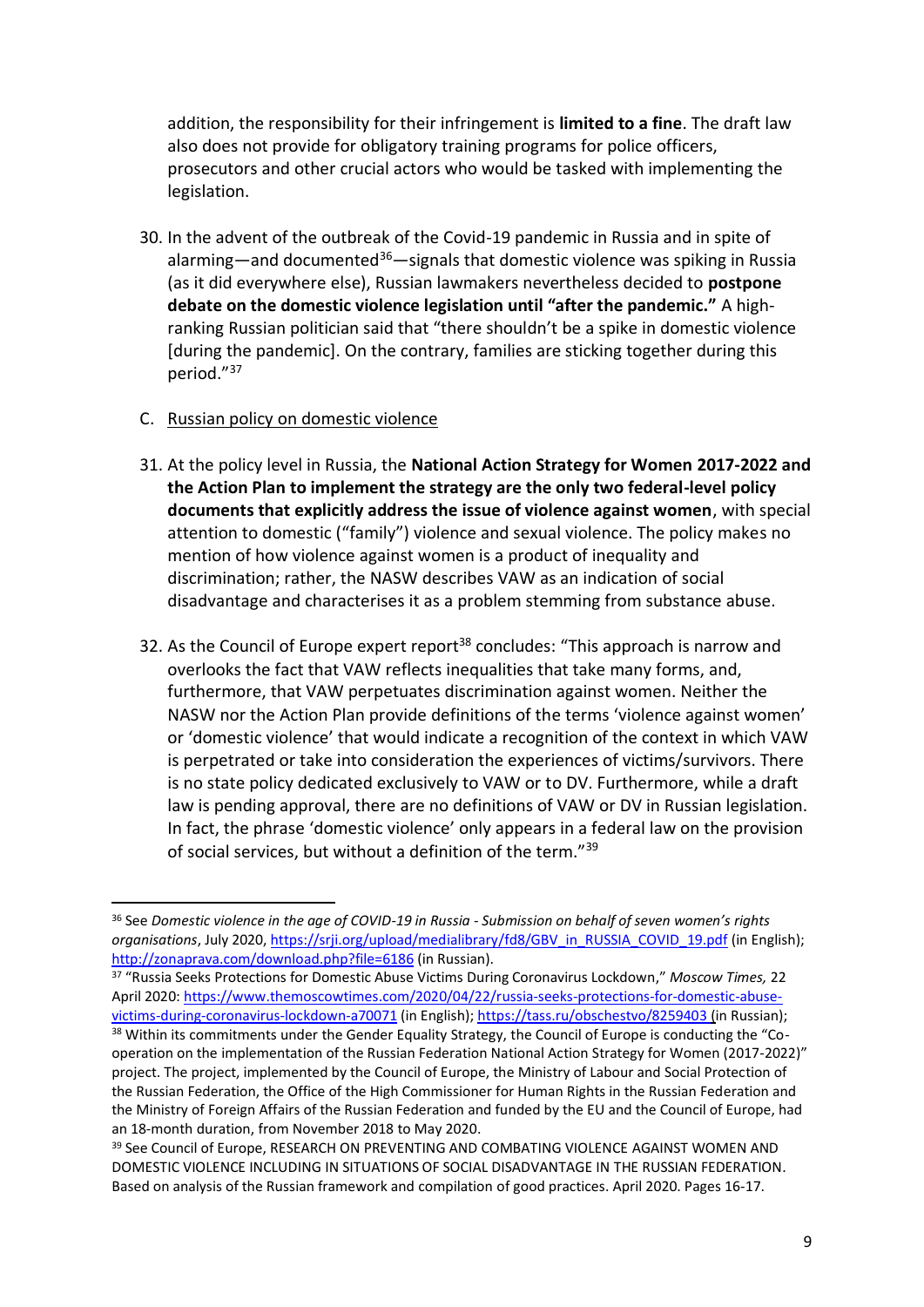addition, the responsibility for their infringement is **limited to a fine**. The draft law also does not provide for obligatory training programs for police officers, prosecutors and other crucial actors who would be tasked with implementing the legislation.

30. In the advent of the outbreak of the Covid-19 pandemic in Russia and in spite of alarming—and documented[36]—signals that domestic violence was spiking in Russia (as it did everywhere else), Russian lawmakers nevertheless decided to **postpone debate on the domestic violence legislation until "after the pandemic."** A high-ranking Russian politician said that "there shouldn't be a spike in domestic violence [during the pandemic]. On the contrary, families are sticking together during this period."[37]

C. Russian policy on domestic violence

31. At the policy level in Russia, the **National Action Strategy for Women 2017-2022 and the Action Plan to implement the strategy are the only two federal-level policy documents that explicitly address the issue of violence against women**, with special attention to domestic ("family") violence and sexual violence. The policy makes no mention of how violence against women is a product of inequality and discrimination; rather, the NASW describes VAW as an indication of social disadvantage and characterises it as a problem stemming from substance abuse.

32. As the Council of Europe expert report[38] concludes: "This approach is narrow and overlooks the fact that VAW reflects inequalities that take many forms, and, furthermore, that VAW perpetuates discrimination against women. Neither the NASW nor the Action Plan provide definitions of the terms 'violence against women' or 'domestic violence' that would indicate a recognition of the context in which VAW is perpetrated or take into consideration the experiences of victims/survivors. There is no state policy dedicated exclusively to VAW or to DV. Furthermore, while a draft law is pending approval, there are no definitions of VAW or DV in Russian legislation. In fact, the phrase 'domestic violence' only appears in a federal law on the provision of social services, but without a definition of the term."[39]

---

[36] See *Domestic violence in the age of COVID-19 in Russia - Submission on behalf of seven women's rights organisations*, July 2020, https://srji.org/upload/medialibrary/fd8/GBV_in_RUSSIA_COVID_19.pdf (in English); http://zonaprava.com/download.php?file=6186 (in Russian).

[37] "Russia Seeks Protections for Domestic Abuse Victims During Coronavirus Lockdown," *Moscow Times,* 22 April 2020: https://www.themoscowtimes.com/2020/04/22/russia-seeks-protections-for-domestic-abuse-victims-during-coronavirus-lockdown-a70071 (in English); https://tass.ru/obschestvo/8259403 (in Russian);

[38] Within its commitments under the Gender Equality Strategy, the Council of Europe is conducting the "Co-operation on the implementation of the Russian Federation National Action Strategy for Women (2017-2022)" project. The project, implemented by the Council of Europe, the Ministry of Labour and Social Protection of the Russian Federation, the Office of the High Commissioner for Human Rights in the Russian Federation and the Ministry of Foreign Affairs of the Russian Federation and funded by the EU and the Council of Europe, had an 18-month duration, from November 2018 to May 2020.

[39] See Council of Europe, RESEARCH ON PREVENTING AND COMBATING VIOLENCE AGAINST WOMEN AND DOMESTIC VIOLENCE INCLUDING IN SITUATIONS OF SOCIAL DISADVANTAGE IN THE RUSSIAN FEDERATION. Based on analysis of the Russian framework and compilation of good practices. April 2020. Pages 16-17.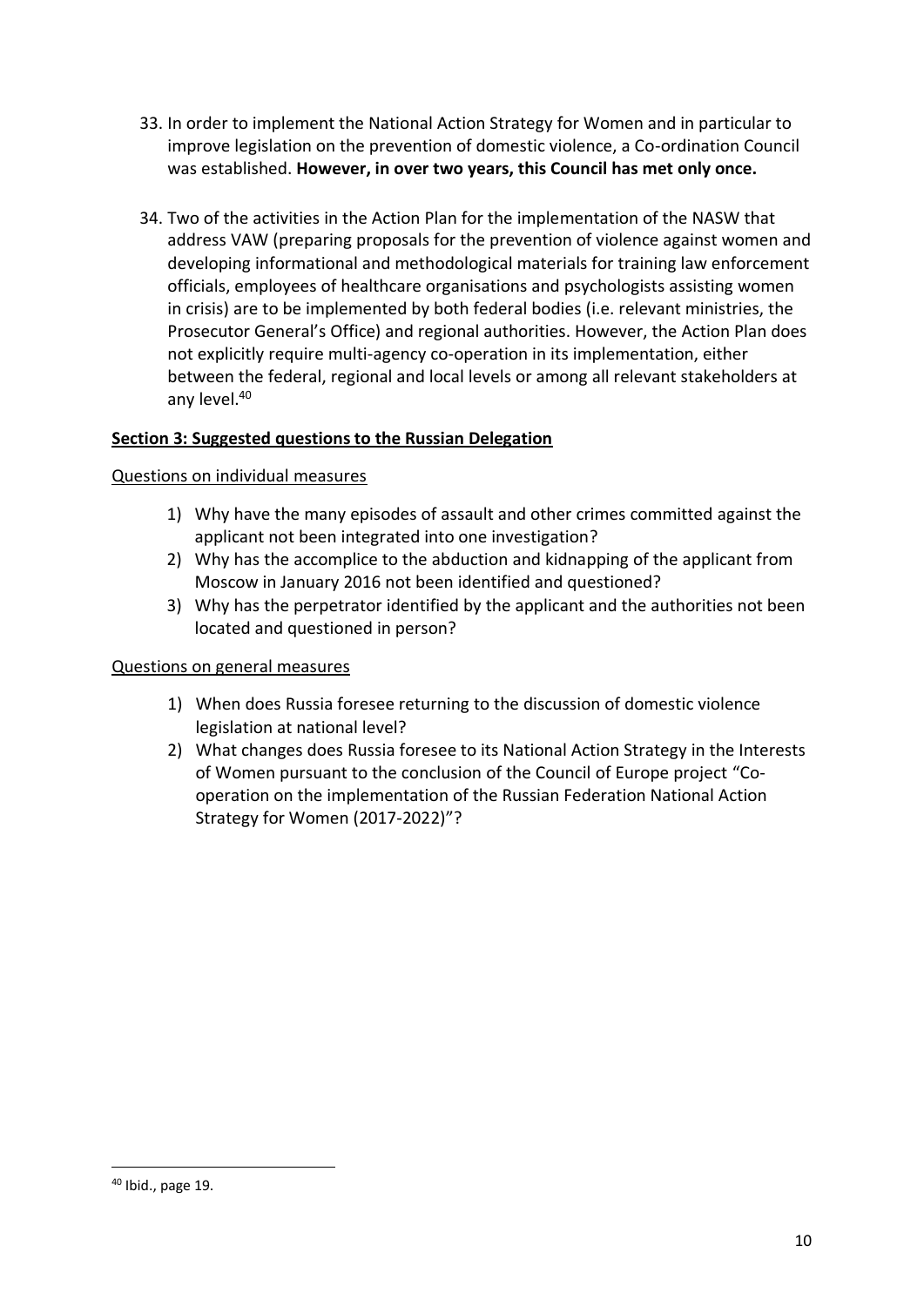33. In order to implement the National Action Strategy for Women and in particular to improve legislation on the prevention of domestic violence, a Co-ordination Council was established. **However, in over two years, this Council has met only once.**

34. Two of the activities in the Action Plan for the implementation of the NASW that address VAW (preparing proposals for the prevention of violence against women and developing informational and methodological materials for training law enforcement officials, employees of healthcare organisations and psychologists assisting women in crisis) are to be implemented by both federal bodies (i.e. relevant ministries, the Prosecutor General's Office) and regional authorities. However, the Action Plan does not explicitly require multi-agency co-operation in its implementation, either between the federal, regional and local levels or among all relevant stakeholders at any level.[40]

## Section 3: Suggested questions to the Russian Delegation

### Questions on individual measures

1) Why have the many episodes of assault and other crimes committed against the applicant not been integrated into one investigation?
2) Why has the accomplice to the abduction and kidnapping of the applicant from Moscow in January 2016 not been identified and questioned?
3) Why has the perpetrator identified by the applicant and the authorities not been located and questioned in person?

### Questions on general measures

1) When does Russia foresee returning to the discussion of domestic violence legislation at national level?
2) What changes does Russia foresee to its National Action Strategy in the Interests of Women pursuant to the conclusion of the Council of Europe project "Co-operation on the implementation of the Russian Federation National Action Strategy for Women (2017-2022)"?

---

[40] Ibid., page 19.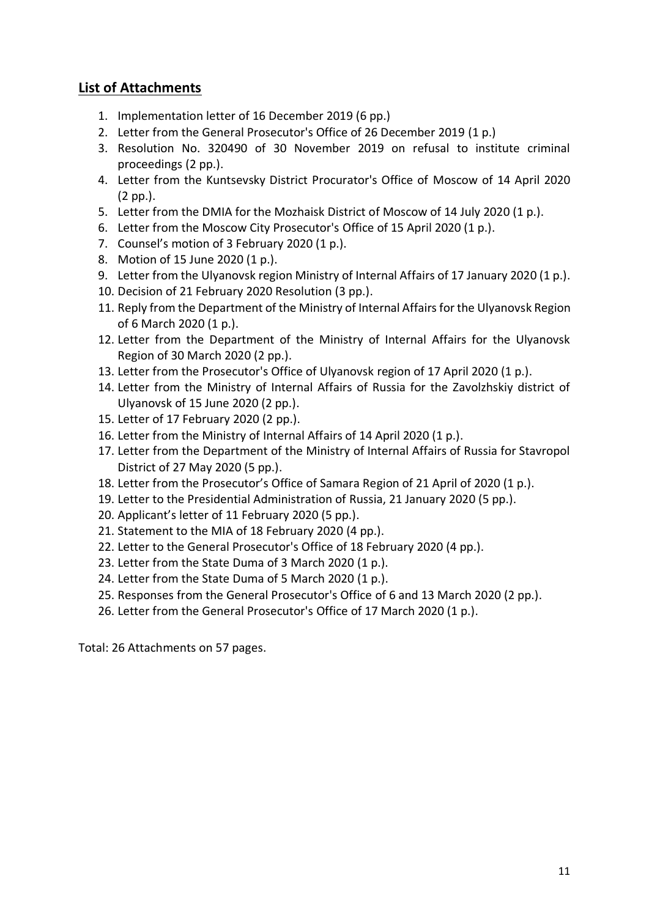## **List of Attachments**

1. Implementation letter of 16 December 2019 (6 pp.)
2. Letter from the General Prosecutor's Office of 26 December 2019 (1 p.)
3. Resolution No. 320490 of 30 November 2019 on refusal to institute criminal proceedings (2 pp.).
4. Letter from the Kuntsevsky District Procurator's Office of Moscow of 14 April 2020 (2 pp.).
5. Letter from the DMIA for the Mozhaisk District of Moscow of 14 July 2020 (1 p.).
6. Letter from the Moscow City Prosecutor's Office of 15 April 2020 (1 p.).
7. Counsel's motion of 3 February 2020 (1 p.).
8. Motion of 15 June 2020 (1 p.).
9. Letter from the Ulyanovsk region Ministry of Internal Affairs of 17 January 2020 (1 p.).
10. Decision of 21 February 2020 Resolution (3 pp.).
11. Reply from the Department of the Ministry of Internal Affairs for the Ulyanovsk Region of 6 March 2020 (1 p.).
12. Letter from the Department of the Ministry of Internal Affairs for the Ulyanovsk Region of 30 March 2020 (2 pp.).
13. Letter from the Prosecutor's Office of Ulyanovsk region of 17 April 2020 (1 p.).
14. Letter from the Ministry of Internal Affairs of Russia for the Zavolzhskiy district of Ulyanovsk of 15 June 2020 (2 pp.).
15. Letter of 17 February 2020 (2 pp.).
16. Letter from the Ministry of Internal Affairs of 14 April 2020 (1 p.).
17. Letter from the Department of the Ministry of Internal Affairs of Russia for Stavropol District of 27 May 2020 (5 pp.).
18. Letter from the Prosecutor's Office of Samara Region of 21 April of 2020 (1 p.).
19. Letter to the Presidential Administration of Russia, 21 January 2020 (5 pp.).
20. Applicant's letter of 11 February 2020 (5 pp.).
21. Statement to the MIA of 18 February 2020 (4 pp.).
22. Letter to the General Prosecutor's Office of 18 February 2020 (4 pp.).
23. Letter from the State Duma of 3 March 2020 (1 p.).
24. Letter from the State Duma of 5 March 2020 (1 p.).
25. Responses from the General Prosecutor's Office of 6 and 13 March 2020 (2 pp.).
26. Letter from the General Prosecutor's Office of 17 March 2020 (1 p.).

Total: 26 Attachments on 57 pages.